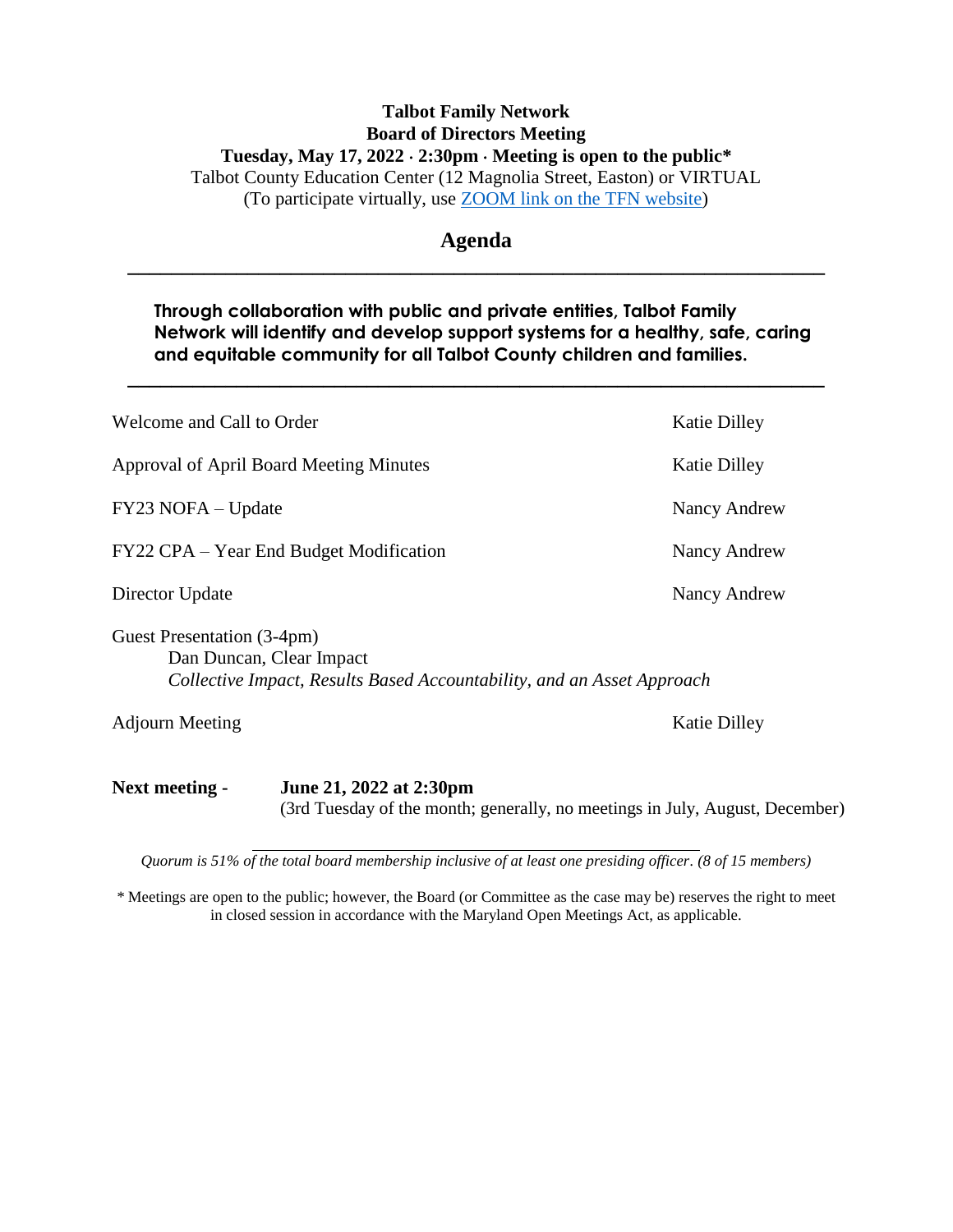**Talbot Family Network**
**Board of Directors Meeting**
**Tuesday, May 17, 2022 · 2:30pm · Meeting is open to the public***
Talbot County Education Center (12 Magnolia Street, Easton) or VIRTUAL
(To participate virtually, use ZOOM link on the TFN website)

## Agenda

---

**Through collaboration with public and private entities, Talbot Family Network will identify and develop support systems for a healthy, safe, caring and equitable community for all Talbot County children and families.**

---

| Item | Presenter |
|---|---|
| Welcome and Call to Order | Katie Dilley |
| Approval of April Board Meeting Minutes | Katie Dilley |
| FY23 NOFA – Update | Nancy Andrew |
| FY22 CPA – Year End Budget Modification | Nancy Andrew |
| Director Update | Nancy Andrew |
| Guest Presentation (3-4pm)<br>Dan Duncan, Clear Impact<br>*Collective Impact, Results Based Accountability, and an Asset Approach* | |
| Adjourn Meeting | Katie Dilley |

**Next meeting -** **June 21, 2022 at 2:30pm**
(3rd Tuesday of the month; generally, no meetings in July, August, December)

---

*Quorum is 51% of the total board membership inclusive of at least one presiding officer. (8 of 15 members)*

* Meetings are open to the public; however, the Board (or Committee as the case may be) reserves the right to meet in closed session in accordance with the Maryland Open Meetings Act, as applicable.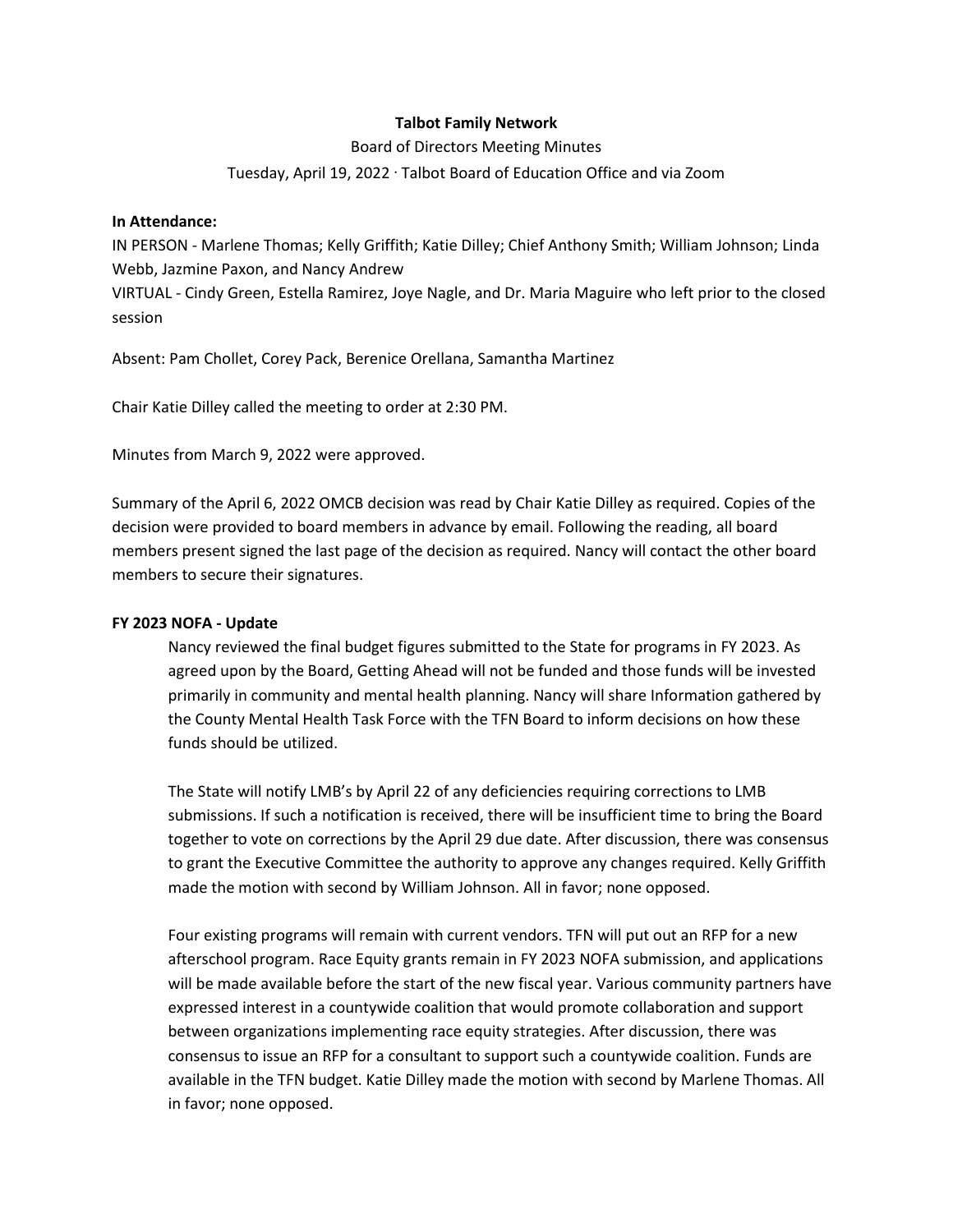**Talbot Family Network**

Board of Directors Meeting Minutes

Tuesday, April 19, 2022 · Talbot Board of Education Office and via Zoom

**In Attendance:**

IN PERSON - Marlene Thomas; Kelly Griffith; Katie Dilley; Chief Anthony Smith; William Johnson; Linda Webb, Jazmine Paxon, and Nancy Andrew

VIRTUAL - Cindy Green, Estella Ramirez, Joye Nagle, and Dr. Maria Maguire who left prior to the closed session

Absent: Pam Chollet, Corey Pack, Berenice Orellana, Samantha Martinez

Chair Katie Dilley called the meeting to order at 2:30 PM.

Minutes from March 9, 2022 were approved.

Summary of the April 6, 2022 OMCB decision was read by Chair Katie Dilley as required. Copies of the decision were provided to board members in advance by email. Following the reading, all board members present signed the last page of the decision as required. Nancy will contact the other board members to secure their signatures.

**FY 2023 NOFA - Update**

Nancy reviewed the final budget figures submitted to the State for programs in FY 2023. As agreed upon by the Board, Getting Ahead will not be funded and those funds will be invested primarily in community and mental health planning. Nancy will share Information gathered by the County Mental Health Task Force with the TFN Board to inform decisions on how these funds should be utilized.

The State will notify LMB's by April 22 of any deficiencies requiring corrections to LMB submissions. If such a notification is received, there will be insufficient time to bring the Board together to vote on corrections by the April 29 due date. After discussion, there was consensus to grant the Executive Committee the authority to approve any changes required. Kelly Griffith made the motion with second by William Johnson. All in favor; none opposed.

Four existing programs will remain with current vendors. TFN will put out an RFP for a new afterschool program. Race Equity grants remain in FY 2023 NOFA submission, and applications will be made available before the start of the new fiscal year. Various community partners have expressed interest in a countywide coalition that would promote collaboration and support between organizations implementing race equity strategies. After discussion, there was consensus to issue an RFP for a consultant to support such a countywide coalition. Funds are available in the TFN budget. Katie Dilley made the motion with second by Marlene Thomas. All in favor; none opposed.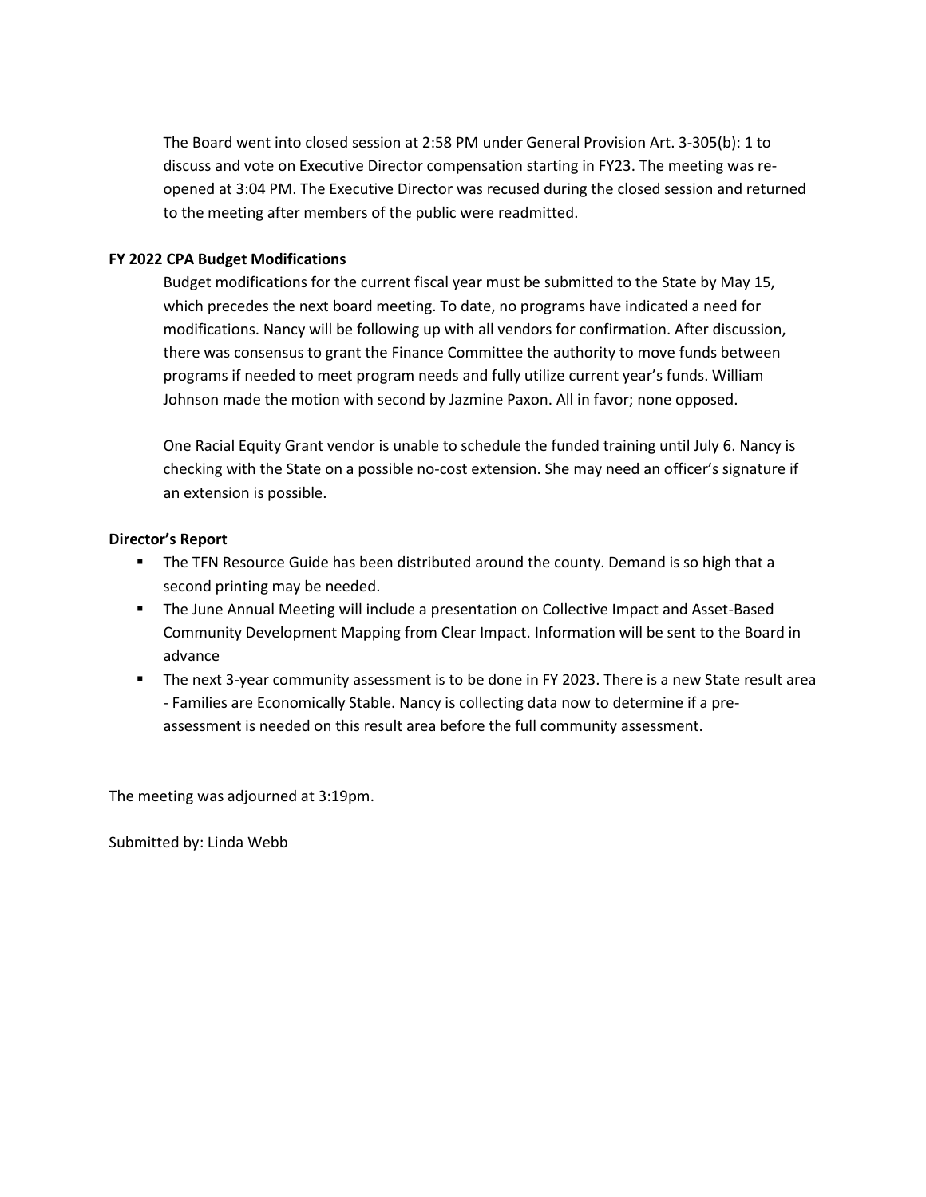The Board went into closed session at 2:58 PM under General Provision Art. 3-305(b): 1 to discuss and vote on Executive Director compensation starting in FY23. The meeting was re-opened at 3:04 PM. The Executive Director was recused during the closed session and returned to the meeting after members of the public were readmitted.

**FY 2022 CPA Budget Modifications**

Budget modifications for the current fiscal year must be submitted to the State by May 15, which precedes the next board meeting. To date, no programs have indicated a need for modifications. Nancy will be following up with all vendors for confirmation. After discussion, there was consensus to grant the Finance Committee the authority to move funds between programs if needed to meet program needs and fully utilize current year's funds. William Johnson made the motion with second by Jazmine Paxon. All in favor; none opposed.

One Racial Equity Grant vendor is unable to schedule the funded training until July 6. Nancy is checking with the State on a possible no-cost extension. She may need an officer's signature if an extension is possible.

**Director's Report**

- The TFN Resource Guide has been distributed around the county. Demand is so high that a second printing may be needed.
- The June Annual Meeting will include a presentation on Collective Impact and Asset-Based Community Development Mapping from Clear Impact. Information will be sent to the Board in advance
- The next 3-year community assessment is to be done in FY 2023. There is a new State result area - Families are Economically Stable. Nancy is collecting data now to determine if a pre-assessment is needed on this result area before the full community assessment.

The meeting was adjourned at 3:19pm.

Submitted by: Linda Webb